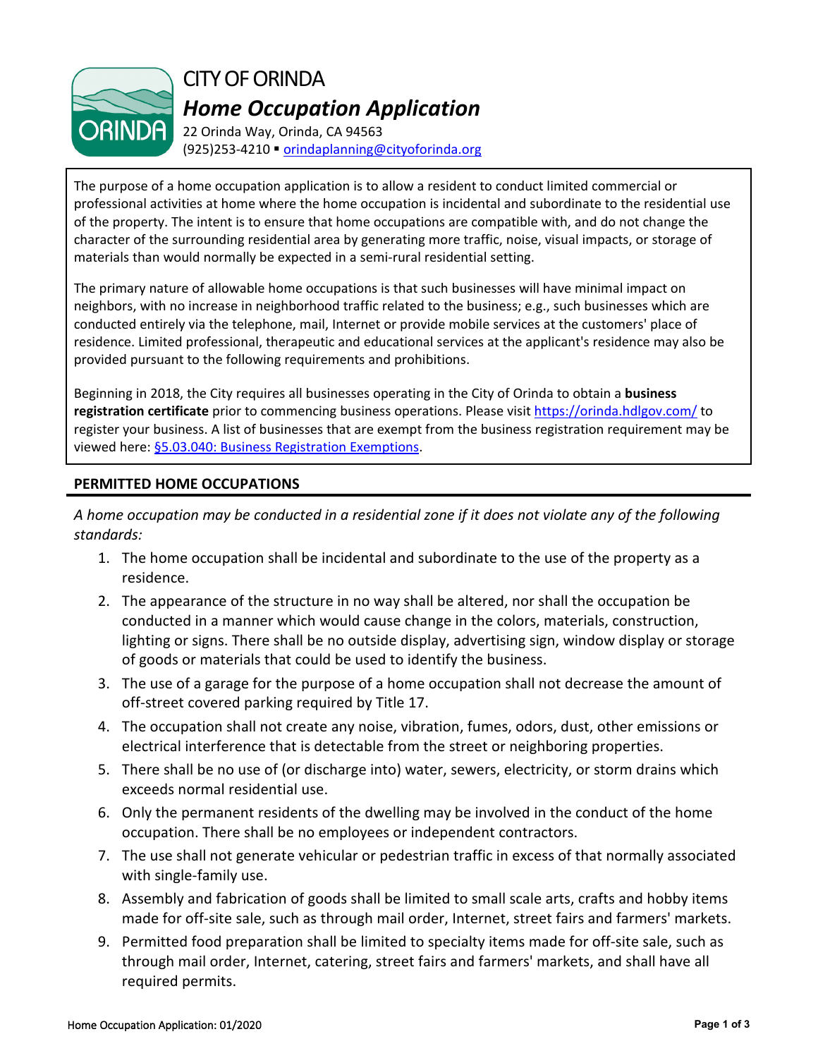# CITY OF ORINDA

## *Home Occupation Application*

22 Orinda Way, Orinda, CA 94563
(925)253-4210 ▪ orindaplanning@cityoforinda.org

The purpose of a home occupation application is to allow a resident to conduct limited commercial or professional activities at home where the home occupation is incidental and subordinate to the residential use of the property. The intent is to ensure that home occupations are compatible with, and do not change the character of the surrounding residential area by generating more traffic, noise, visual impacts, or storage of materials than would normally be expected in a semi-rural residential setting.

The primary nature of allowable home occupations is that such businesses will have minimal impact on neighbors, with no increase in neighborhood traffic related to the business; e.g., such businesses which are conducted entirely via the telephone, mail, Internet or provide mobile services at the customers' place of residence. Limited professional, therapeutic and educational services at the applicant's residence may also be provided pursuant to the following requirements and prohibitions.

Beginning in 2018, the City requires all businesses operating in the City of Orinda to obtain a **business registration certificate** prior to commencing business operations. Please visit https://orinda.hdlgov.com/ to register your business. A list of businesses that are exempt from the business registration requirement may be viewed here: §5.03.040: Business Registration Exemptions.

### PERMITTED HOME OCCUPATIONS

*A home occupation may be conducted in a residential zone if it does not violate any of the following standards:*

1. The home occupation shall be incidental and subordinate to the use of the property as a residence.
2. The appearance of the structure in no way shall be altered, nor shall the occupation be conducted in a manner which would cause change in the colors, materials, construction, lighting or signs. There shall be no outside display, advertising sign, window display or storage of goods or materials that could be used to identify the business.
3. The use of a garage for the purpose of a home occupation shall not decrease the amount of off-street covered parking required by Title 17.
4. The occupation shall not create any noise, vibration, fumes, odors, dust, other emissions or electrical interference that is detectable from the street or neighboring properties.
5. There shall be no use of (or discharge into) water, sewers, electricity, or storm drains which exceeds normal residential use.
6. Only the permanent residents of the dwelling may be involved in the conduct of the home occupation. There shall be no employees or independent contractors.
7. The use shall not generate vehicular or pedestrian traffic in excess of that normally associated with single-family use.
8. Assembly and fabrication of goods shall be limited to small scale arts, crafts and hobby items made for off-site sale, such as through mail order, Internet, street fairs and farmers' markets.
9. Permitted food preparation shall be limited to specialty items made for off-site sale, such as through mail order, Internet, catering, street fairs and farmers' markets, and shall have all required permits.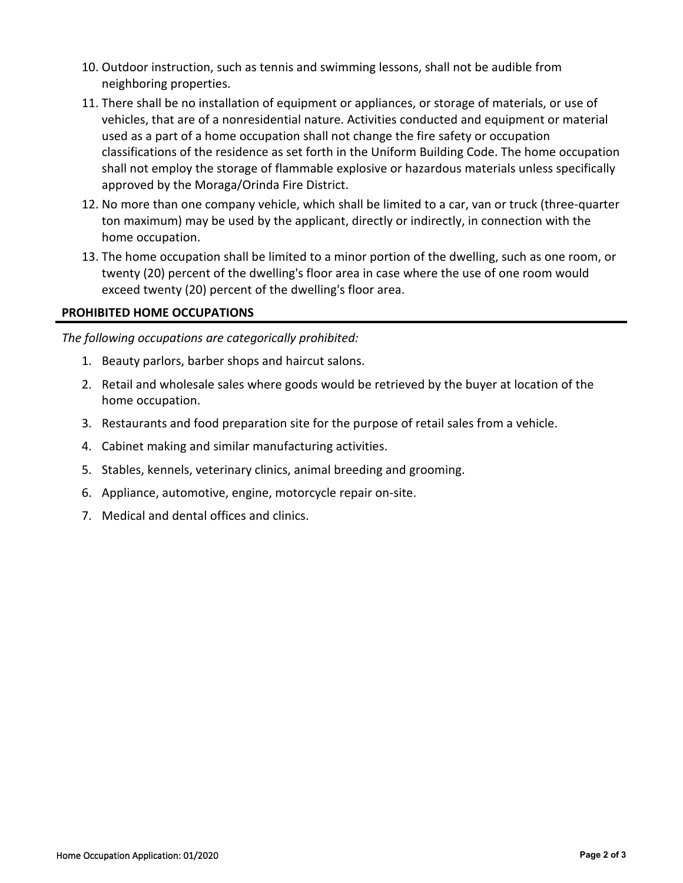10. Outdoor instruction, such as tennis and swimming lessons, shall not be audible from neighboring properties.
11. There shall be no installation of equipment or appliances, or storage of materials, or use of vehicles, that are of a nonresidential nature. Activities conducted and equipment or material used as a part of a home occupation shall not change the fire safety or occupation classifications of the residence as set forth in the Uniform Building Code. The home occupation shall not employ the storage of flammable explosive or hazardous materials unless specifically approved by the Moraga/Orinda Fire District.
12. No more than one company vehicle, which shall be limited to a car, van or truck (three-quarter ton maximum) may be used by the applicant, directly or indirectly, in connection with the home occupation.
13. The home occupation shall be limited to a minor portion of the dwelling, such as one room, or twenty (20) percent of the dwelling's floor area in case where the use of one room would exceed twenty (20) percent of the dwelling's floor area.

## PROHIBITED HOME OCCUPATIONS

*The following occupations are categorically prohibited:*

1. Beauty parlors, barber shops and haircut salons.
2. Retail and wholesale sales where goods would be retrieved by the buyer at location of the home occupation.
3. Restaurants and food preparation site for the purpose of retail sales from a vehicle.
4. Cabinet making and similar manufacturing activities.
5. Stables, kennels, veterinary clinics, animal breeding and grooming.
6. Appliance, automotive, engine, motorcycle repair on-site.
7. Medical and dental offices and clinics.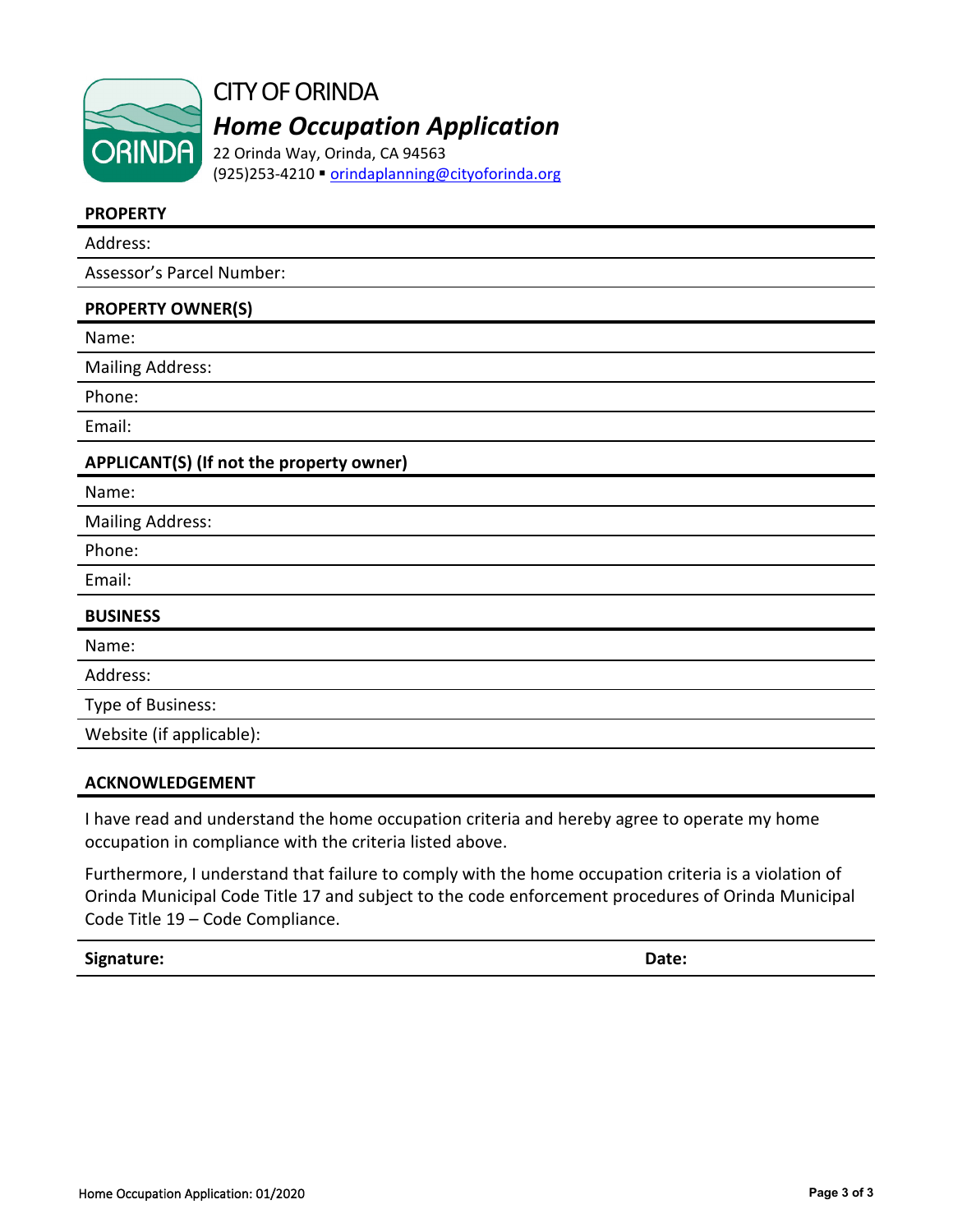# CITY OF ORINDA

## *Home Occupation Application*

22 Orinda Way, Orinda, CA 94563
(925)253-4210 ▪ orindaplanning@cityoforinda.org

### PROPERTY

Address:

Assessor's Parcel Number:

### PROPERTY OWNER(S)

Name:

Mailing Address:

Phone:

Email:

### APPLICANT(S) (If not the property owner)

Name:

Mailing Address:

Phone:

Email:

### BUSINESS

Name:

Address:

Type of Business:

Website (if applicable):

### ACKNOWLEDGEMENT

I have read and understand the home occupation criteria and hereby agree to operate my home occupation in compliance with the criteria listed above.

Furthermore, I understand that failure to comply with the home occupation criteria is a violation of Orinda Municipal Code Title 17 and subject to the code enforcement procedures of Orinda Municipal Code Title 19 – Code Compliance.

**Signature:** **Date:**

Home Occupation Application: 01/2020